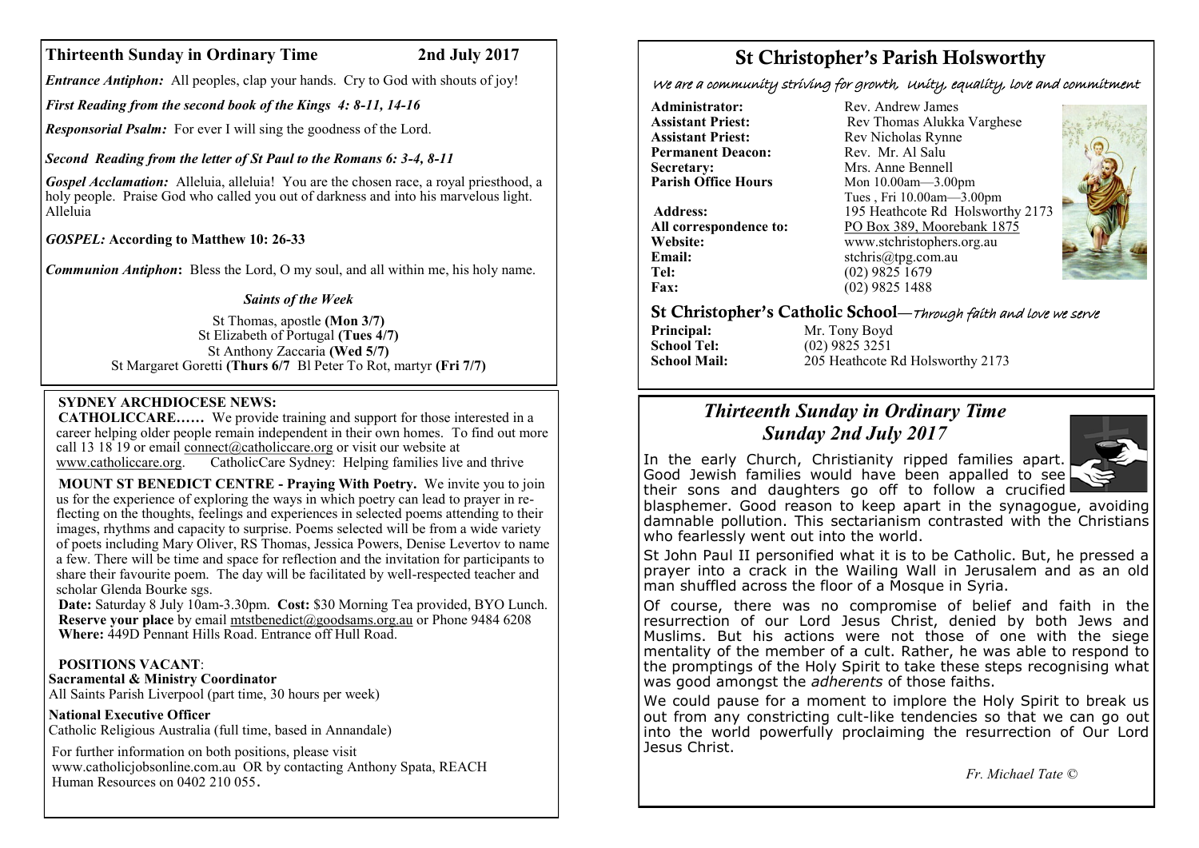## Thirteenth Sunday in Ordinary Time — 2nd July 2017

***Entrance Antiphon:*** All peoples, clap your hands. Cry to God with shouts of joy!

***First Reading from the second book of the Kings 4: 8-11, 14-16***

***Responsorial Psalm:*** For ever I will sing the goodness of the Lord.

***Second Reading from the letter of St Paul to the Romans 6: 3-4, 8-11***

***Gospel Acclamation:*** Alleluia, alleluia! You are the chosen race, a royal priesthood, a holy people. Praise God who called you out of darkness and into his marvelous light. Alleluia

***GOSPEL:* According to Matthew 10: 26-33**

***Communion Antiphon*:** Bless the Lord, O my soul, and all within me, his holy name.

### *Saints of the Week*

St Thomas, apostle **(Mon 3/7)**
St Elizabeth of Portugal **(Tues 4/7)**
St Anthony Zaccaria **(Wed 5/7)**
St Margaret Goretti **(Thurs 6/7** Bl Peter To Rot, martyr **(Fri 7/7)**

---

**SYDNEY ARCHDIOCESE NEWS:**

**CATHOLICCARE……** We provide training and support for those interested in a career helping older people remain independent in their own homes. To find out more call 13 18 19 or email connect@catholiccare.org or visit our website at www.catholiccare.org. CatholicCare Sydney: Helping families live and thrive

**MOUNT ST BENEDICT CENTRE - Praying With Poetry.** We invite you to join us for the experience of exploring the ways in which poetry can lead to prayer in reflecting on the thoughts, feelings and experiences in selected poems attending to their images, rhythms and capacity to surprise. Poems selected will be from a wide variety of poets including Mary Oliver, RS Thomas, Jessica Powers, Denise Levertov to name a few. There will be time and space for reflection and the invitation for participants to share their favourite poem. The day will be facilitated by well-respected teacher and scholar Glenda Bourke sgs.
**Date:** Saturday 8 July 10am-3.30pm. **Cost:** $30 Morning Tea provided, BYO Lunch.
**Reserve your place** by email mtstbenedict@goodsams.org.au or Phone 9484 6208
**Where:** 449D Pennant Hills Road. Entrance off Hull Road.

**POSITIONS VACANT**:
**Sacramental & Ministry Coordinator**
All Saints Parish Liverpool (part time, 30 hours per week)

**National Executive Officer**
Catholic Religious Australia (full time, based in Annandale)

For further information on both positions, please visit www.catholicjobsonline.com.au OR by contacting Anthony Spata, REACH Human Resources on 0402 210 055.

---

# St Christopher's Parish Holsworthy

*We are a community striving for growth, Unity, equality, love and commitment*

**Administrator:** Rev. Andrew James
**Assistant Priest:** Rev Thomas Alukka Varghese
**Assistant Priest:** Rev Nicholas Rynne
**Permanent Deacon:** Rev. Mr. Al Salu
**Secretary:** Mrs. Anne Bennell
**Parish Office Hours** Mon 10.00am—3.00pm, Tues , Fri 10.00am—3.00pm
**Address:** 195 Heathcote Rd Holsworthy 2173
**All correspondence to:** PO Box 389, Moorebank 1875
**Website:** www.stchristophers.org.au
**Email:** stchris@tpg.com.au
**Tel:** (02) 9825 1679
**Fax:** (02) 9825 1488

## St Christopher's Catholic School—*Through faith and love we serve*

**Principal:** Mr. Tony Boyd
**School Tel:** (02) 9825 3251
**School Mail:** 205 Heathcote Rd Holsworthy 2173

---

## *Thirteenth Sunday in Ordinary Time*
## *Sunday 2nd July 2017*

In the early Church, Christianity ripped families apart. Good Jewish families would have been appalled to see their sons and daughters go off to follow a crucified blasphemer. Good reason to keep apart in the synagogue, avoiding damnable pollution. This sectarianism contrasted with the Christians who fearlessly went out into the world.

St John Paul II personified what it is to be Catholic. But, he pressed a prayer into a crack in the Wailing Wall in Jerusalem and as an old man shuffled across the floor of a Mosque in Syria.

Of course, there was no compromise of belief and faith in the resurrection of our Lord Jesus Christ, denied by both Jews and Muslims. But his actions were not those of one with the siege mentality of the member of a cult. Rather, he was able to respond to the promptings of the Holy Spirit to take these steps recognising what was good amongst the *adherents* of those faiths.

We could pause for a moment to implore the Holy Spirit to break us out from any constricting cult-like tendencies so that we can go out into the world powerfully proclaiming the resurrection of Our Lord Jesus Christ.

*Fr. Michael Tate ©*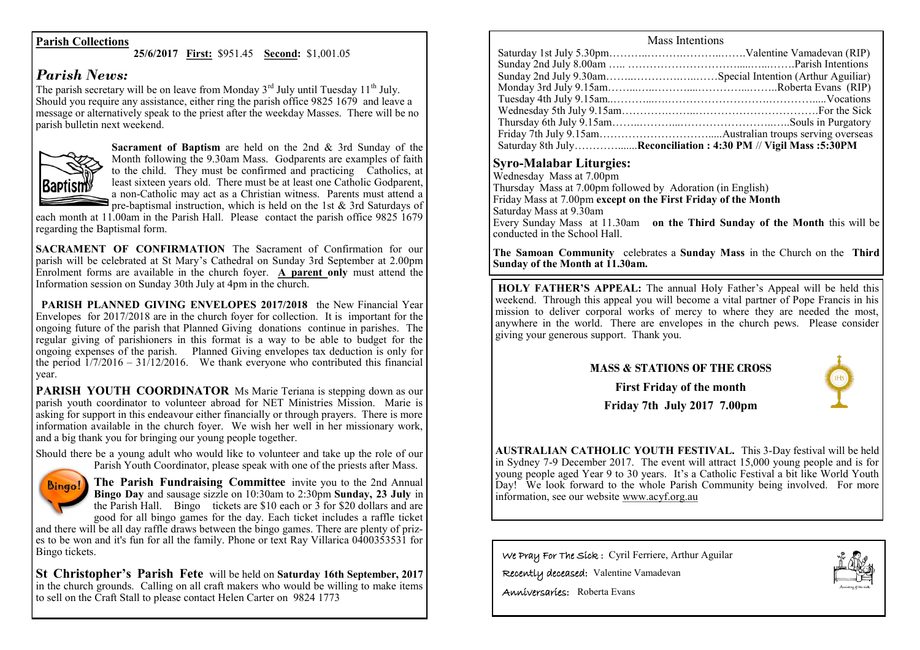**Parish Collections**

**25/6/2017 First:** $951.45 **Second:** $1,001.05

## *Parish News:*

The parish secretary will be on leave from Monday 3rd July until Tuesday 11th July. Should you require any assistance, either ring the parish office 9825 1679 and leave a message or alternatively speak to the priest after the weekday Masses. There will be no parish bulletin next weekend.

**Sacrament of Baptism** are held on the 2nd & 3rd Sunday of the Month following the 9.30am Mass. Godparents are examples of faith to the child. They must be confirmed and practicing Catholics, at least sixteen years old. There must be at least one Catholic Godparent, a non-Catholic may act as a Christian witness. Parents must attend a pre-baptismal instruction, which is held on the 1st & 3rd Saturdays of each month at 11.00am in the Parish Hall. Please contact the parish office 9825 1679 regarding the Baptismal form.

**SACRAMENT OF CONFIRMATION** The Sacrament of Confirmation for our parish will be celebrated at St Mary's Cathedral on Sunday 3rd September at 2.00pm Enrolment forms are available in the church foyer. **A parent only** must attend the Information session on Sunday 30th July at 4pm in the church.

**PARISH PLANNED GIVING ENVELOPES 2017/2018** the New Financial Year Envelopes for 2017/2018 are in the church foyer for collection. It is important for the ongoing future of the parish that Planned Giving donations continue in parishes. The regular giving of parishioners in this format is a way to be able to budget for the ongoing expenses of the parish. Planned Giving envelopes tax deduction is only for the period 1/7/2016 – 31/12/2016. We thank everyone who contributed this financial year.

**PARISH YOUTH COORDINATOR** Ms Marie Teriana is stepping down as our parish youth coordinator to volunteer abroad for NET Ministries Mission. Marie is asking for support in this endeavour either financially or through prayers. There is more information available in the church foyer. We wish her well in her missionary work, and a big thank you for bringing our young people together.

Should there be a young adult who would like to volunteer and take up the role of our Parish Youth Coordinator, please speak with one of the priests after Mass.

**The Parish Fundraising Committee** invite you to the 2nd Annual **Bingo Day** and sausage sizzle on 10:30am to 2:30pm **Sunday, 23 July** in the Parish Hall. Bingo tickets are $10 each or 3 for $20 dollars and are good for all bingo games for the day. Each ticket includes a raffle ticket and there will be all day raffle draws between the bingo games. There are plenty of prizes to be won and it's fun for all the family. Phone or text Ray Villarica 0400353531 for Bingo tickets.

**St Christopher's Parish Fete** will be held on **Saturday 16th September, 2017** in the church grounds. Calling on all craft makers who would be willing to make items to sell on the Craft Stall to please contact Helen Carter on 9824 1773

### Mass Intentions

Saturday 1st July 5.30pm……………………………Valentine Vamadevan (RIP)
Sunday 2nd July 8.00am ….. ……………………………Parish Intentions
Sunday 2nd July 9.30am……………………Special Intention (Arthur Aguiliar)
Monday 3rd July 9.15am……………………………Roberta Evans (RIP)
Tuesday 4th July 9.15am……………………………………Vocations
Wednesday 5th July 9.15am……………………………………For the Sick
Thursday 6th July 9.15am……………………………Souls in Purgatory
Friday 7th July 9.15am……………………………Australian troups serving overseas
Saturday 8th July…………...**Reconciliation : 4:30 PM // Vigil Mass :5:30PM**

### Syro-Malabar Liturgies:

Wednesday Mass at 7.00pm
Thursday Mass at 7.00pm followed by Adoration (in English)
Friday Mass at 7.00pm **except on the First Friday of the Month**
Saturday Mass at 9.30am
Every Sunday Mass at 11.30am **on the Third Sunday of the Month** this will be conducted in the School Hall.

**The Samoan Community** celebrates a **Sunday Mass** in the Church on the **Third Sunday of the Month at 11.30am.**

**HOLY FATHER'S APPEAL:** The annual Holy Father's Appeal will be held this weekend. Through this appeal you will become a vital partner of Pope Francis in his mission to deliver corporal works of mercy to where they are needed the most, anywhere in the world. There are envelopes in the church pews. Please consider giving your generous support. Thank you.

**MASS & STATIONS OF THE CROSS**

**First Friday of the month**

**Friday 7th July 2017 7.00pm**

**AUSTRALIAN CATHOLIC YOUTH FESTIVAL.** This 3-Day festival will be held in Sydney 7-9 December 2017. The event will attract 15,000 young people and is for young people aged Year 9 to 30 years. It's a Catholic Festival a bit like World Youth Day! We look forward to the whole Parish Community being involved. For more information, see our website www.acyf.org.au

*We Pray For The Sick :* Cyril Ferriere, Arthur Aguilar

*Recently deceased:* Valentine Vamadevan

*Anniversaries:* Roberta Evans